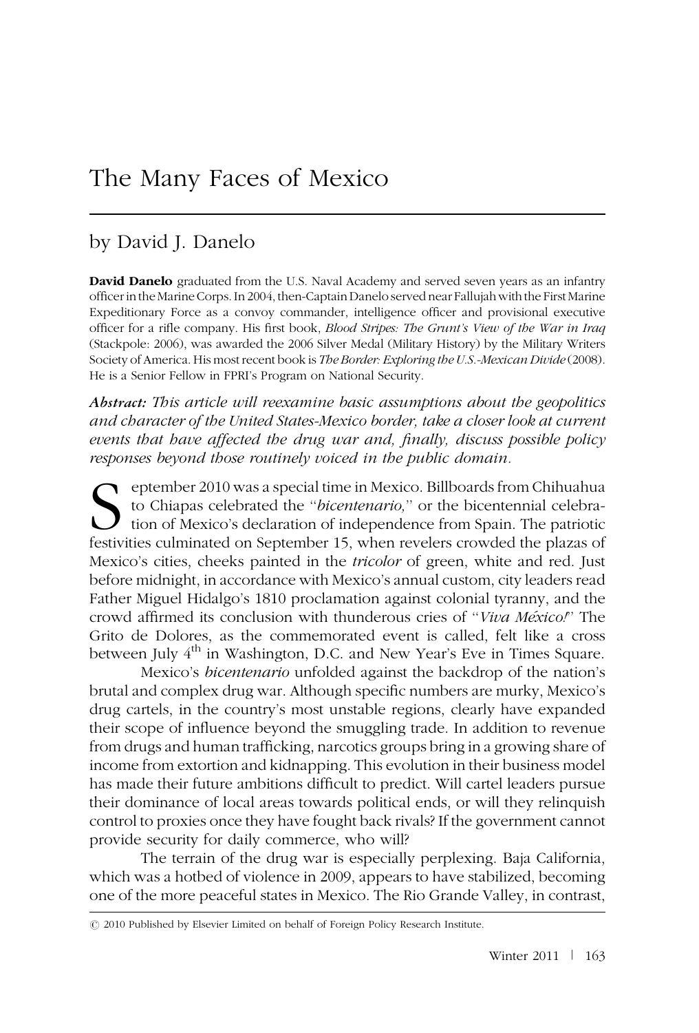# The Many Faces of Mexico

by David J. Danelo

**David Danelo** graduated from the U.S. Naval Academy and served seven years as an infantry officer in the Marine Corps. In 2004, then-Captain Danelo served near Fallujah with the First Marine Expeditionary Force as a convoy commander, intelligence officer and provisional executive officer for a rifle company. His first book, *Blood Stripes: The Grunt's View of the War in Iraq* (Stackpole: 2006), was awarded the 2006 Silver Medal (Military History) by the Military Writers Society of America. His most recent book is *The Border: Exploring the U.S.-Mexican Divide* (2008). He is a Senior Fellow in FPRI's Program on National Security.

***Abstract:*** *This article will reexamine basic assumptions about the geopolitics and character of the United States-Mexico border, take a closer look at current events that have affected the drug war and, finally, discuss possible policy responses beyond those routinely voiced in the public domain.*

September 2010 was a special time in Mexico. Billboards from Chihuahua to Chiapas celebrated the "*bicentenario*," or the bicentennial celebration of Mexico's declaration of independence from Spain. The patriotic festivities culminated on September 15, when revelers crowded the plazas of Mexico's cities, cheeks painted in the *tricolor* of green, white and red. Just before midnight, in accordance with Mexico's annual custom, city leaders read Father Miguel Hidalgo's 1810 proclamation against colonial tyranny, and the crowd affirmed its conclusion with thunderous cries of "*Viva México!*" The Grito de Dolores, as the commemorated event is called, felt like a cross between July 4th in Washington, D.C. and New Year's Eve in Times Square.

Mexico's *bicentenario* unfolded against the backdrop of the nation's brutal and complex drug war. Although specific numbers are murky, Mexico's drug cartels, in the country's most unstable regions, clearly have expanded their scope of influence beyond the smuggling trade. In addition to revenue from drugs and human trafficking, narcotics groups bring in a growing share of income from extortion and kidnapping. This evolution in their business model has made their future ambitions difficult to predict. Will cartel leaders pursue their dominance of local areas towards political ends, or will they relinquish control to proxies once they have fought back rivals? If the government cannot provide security for daily commerce, who will?

The terrain of the drug war is especially perplexing. Baja California, which was a hotbed of violence in 2009, appears to have stabilized, becoming one of the more peaceful states in Mexico. The Rio Grande Valley, in contrast,

© 2010 Published by Elsevier Limited on behalf of Foreign Policy Research Institute.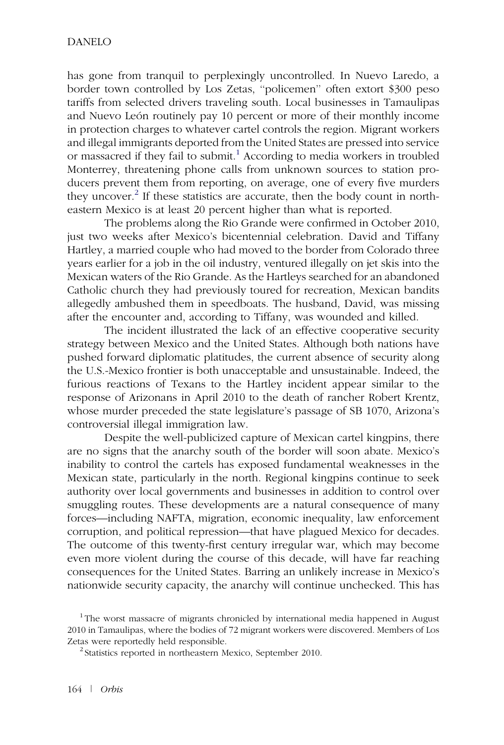has gone from tranquil to perplexingly uncontrolled. In Nuevo Laredo, a border town controlled by Los Zetas, ''policemen'' often extort $300 peso tariffs from selected drivers traveling south. Local businesses in Tamaulipas and Nuevo León routinely pay 10 percent or more of their monthly income in protection charges to whatever cartel controls the region. Migrant workers and illegal immigrants deported from the United States are pressed into service or massacred if they fail to submit.[1] According to media workers in troubled Monterrey, threatening phone calls from unknown sources to station producers prevent them from reporting, on average, one of every five murders they uncover.[2] If these statistics are accurate, then the body count in northeastern Mexico is at least 20 percent higher than what is reported.

The problems along the Rio Grande were confirmed in October 2010, just two weeks after Mexico's bicentennial celebration. David and Tiffany Hartley, a married couple who had moved to the border from Colorado three years earlier for a job in the oil industry, ventured illegally on jet skis into the Mexican waters of the Rio Grande. As the Hartleys searched for an abandoned Catholic church they had previously toured for recreation, Mexican bandits allegedly ambushed them in speedboats. The husband, David, was missing after the encounter and, according to Tiffany, was wounded and killed.

The incident illustrated the lack of an effective cooperative security strategy between Mexico and the United States. Although both nations have pushed forward diplomatic platitudes, the current absence of security along the U.S.-Mexico frontier is both unacceptable and unsustainable. Indeed, the furious reactions of Texans to the Hartley incident appear similar to the response of Arizonans in April 2010 to the death of rancher Robert Krentz, whose murder preceded the state legislature's passage of SB 1070, Arizona's controversial illegal immigration law.

Despite the well-publicized capture of Mexican cartel kingpins, there are no signs that the anarchy south of the border will soon abate. Mexico's inability to control the cartels has exposed fundamental weaknesses in the Mexican state, particularly in the north. Regional kingpins continue to seek authority over local governments and businesses in addition to control over smuggling routes. These developments are a natural consequence of many forces—including NAFTA, migration, economic inequality, law enforcement corruption, and political repression—that have plagued Mexico for decades. The outcome of this twenty-first century irregular war, which may become even more violent during the course of this decade, will have far reaching consequences for the United States. Barring an unlikely increase in Mexico's nationwide security capacity, the anarchy will continue unchecked. This has

[1] The worst massacre of migrants chronicled by international media happened in August 2010 in Tamaulipas, where the bodies of 72 migrant workers were discovered. Members of Los Zetas were reportedly held responsible.

[2] Statistics reported in northeastern Mexico, September 2010.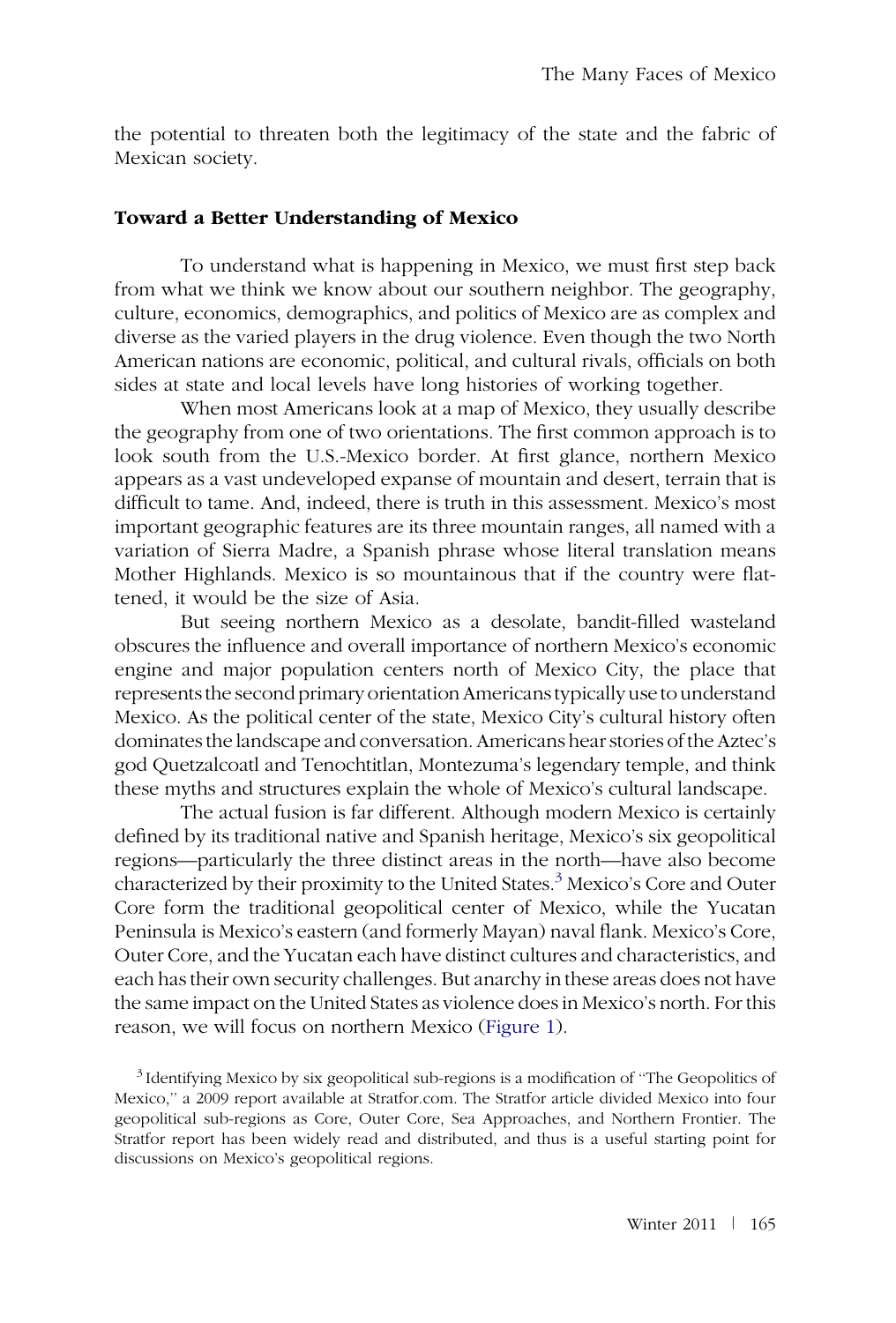the potential to threaten both the legitimacy of the state and the fabric of Mexican society.

## Toward a Better Understanding of Mexico

To understand what is happening in Mexico, we must first step back from what we think we know about our southern neighbor. The geography, culture, economics, demographics, and politics of Mexico are as complex and diverse as the varied players in the drug violence. Even though the two North American nations are economic, political, and cultural rivals, officials on both sides at state and local levels have long histories of working together.

When most Americans look at a map of Mexico, they usually describe the geography from one of two orientations. The first common approach is to look south from the U.S.-Mexico border. At first glance, northern Mexico appears as a vast undeveloped expanse of mountain and desert, terrain that is difficult to tame. And, indeed, there is truth in this assessment. Mexico's most important geographic features are its three mountain ranges, all named with a variation of Sierra Madre, a Spanish phrase whose literal translation means Mother Highlands. Mexico is so mountainous that if the country were flattened, it would be the size of Asia.

But seeing northern Mexico as a desolate, bandit-filled wasteland obscures the influence and overall importance of northern Mexico's economic engine and major population centers north of Mexico City, the place that represents the second primary orientation Americans typically use to understand Mexico. As the political center of the state, Mexico City's cultural history often dominates the landscape and conversation. Americans hear stories of the Aztec's god Quetzalcoatl and Tenochtitlan, Montezuma's legendary temple, and think these myths and structures explain the whole of Mexico's cultural landscape.

The actual fusion is far different. Although modern Mexico is certainly defined by its traditional native and Spanish heritage, Mexico's six geopolitical regions—particularly the three distinct areas in the north—have also become characterized by their proximity to the United States.[3] Mexico's Core and Outer Core form the traditional geopolitical center of Mexico, while the Yucatan Peninsula is Mexico's eastern (and formerly Mayan) naval flank. Mexico's Core, Outer Core, and the Yucatan each have distinct cultures and characteristics, and each has their own security challenges. But anarchy in these areas does not have the same impact on the United States as violence does in Mexico's north. For this reason, we will focus on northern Mexico (Figure 1).

[3] Identifying Mexico by six geopolitical sub-regions is a modification of "The Geopolitics of Mexico," a 2009 report available at Stratfor.com. The Stratfor article divided Mexico into four geopolitical sub-regions as Core, Outer Core, Sea Approaches, and Northern Frontier. The Stratfor report has been widely read and distributed, and thus is a useful starting point for discussions on Mexico's geopolitical regions.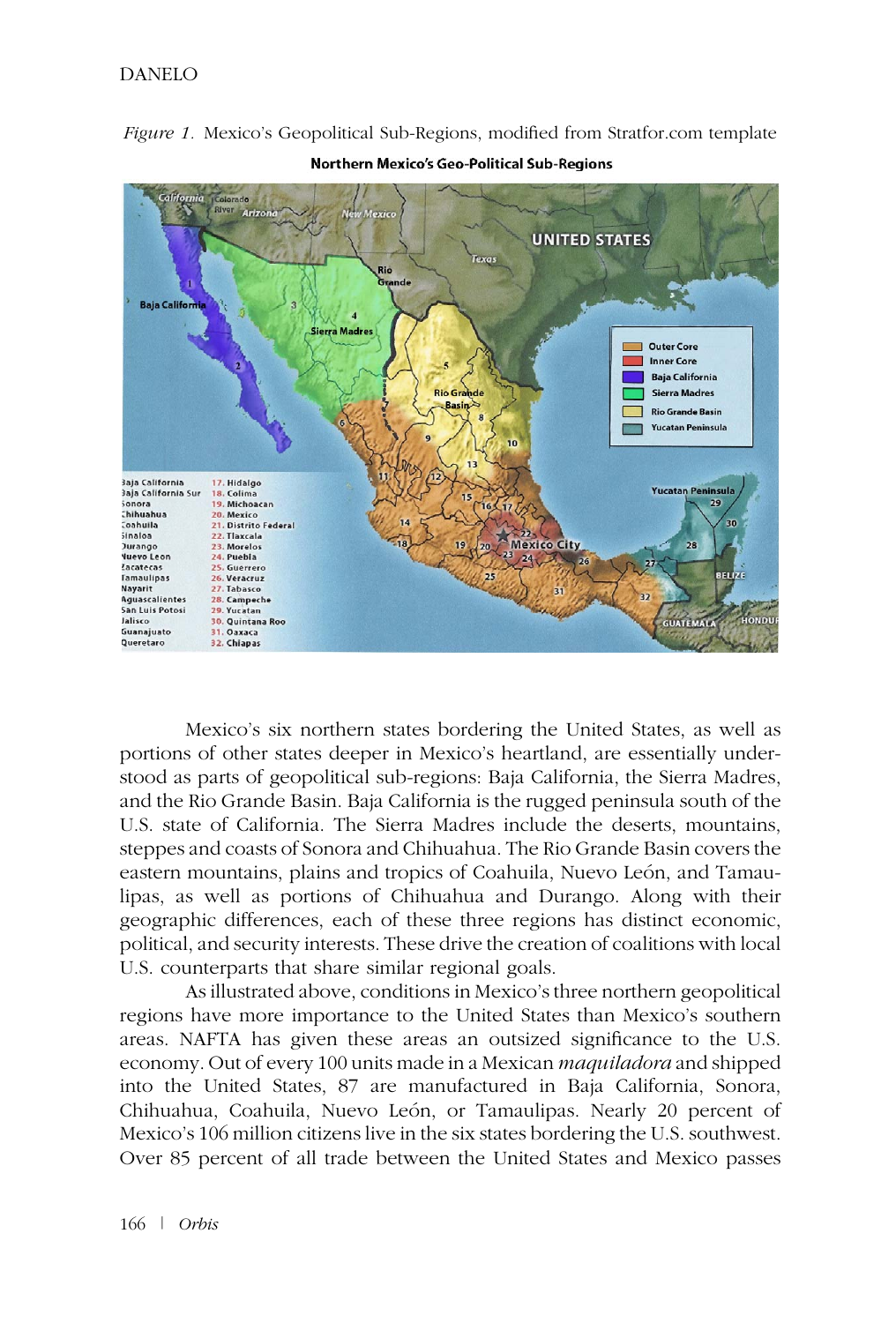*Figure 1.* Mexico's Geopolitical Sub-Regions, modified from Stratfor.com template

Mexico's six northern states bordering the United States, as well as portions of other states deeper in Mexico's heartland, are essentially understood as parts of geopolitical sub-regions: Baja California, the Sierra Madres, and the Rio Grande Basin. Baja California is the rugged peninsula south of the U.S. state of California. The Sierra Madres include the deserts, mountains, steppes and coasts of Sonora and Chihuahua. The Rio Grande Basin covers the eastern mountains, plains and tropics of Coahuila, Nuevo León, and Tamaulipas, as well as portions of Chihuahua and Durango. Along with their geographic differences, each of these three regions has distinct economic, political, and security interests. These drive the creation of coalitions with local U.S. counterparts that share similar regional goals.

As illustrated above, conditions in Mexico's three northern geopolitical regions have more importance to the United States than Mexico's southern areas. NAFTA has given these areas an outsized significance to the U.S. economy. Out of every 100 units made in a Mexican *maquiladora* and shipped into the United States, 87 are manufactured in Baja California, Sonora, Chihuahua, Coahuila, Nuevo León, or Tamaulipas. Nearly 20 percent of Mexico's 106 million citizens live in the six states bordering the U.S. southwest. Over 85 percent of all trade between the United States and Mexico passes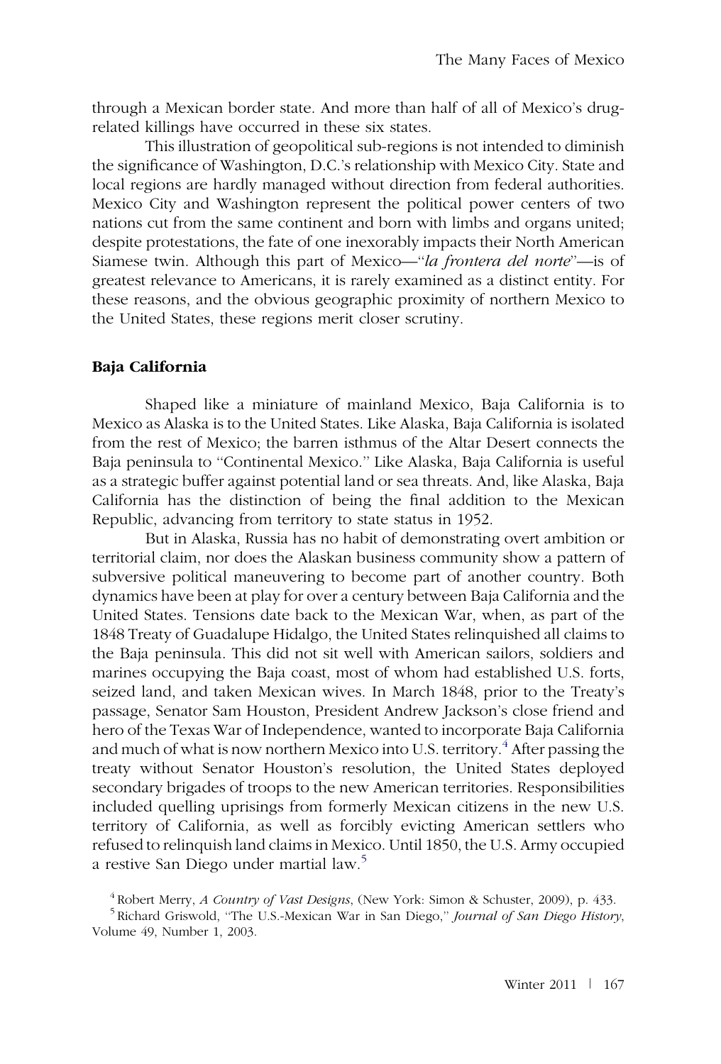through a Mexican border state. And more than half of all of Mexico's drug-related killings have occurred in these six states.

This illustration of geopolitical sub-regions is not intended to diminish the significance of Washington, D.C.'s relationship with Mexico City. State and local regions are hardly managed without direction from federal authorities. Mexico City and Washington represent the political power centers of two nations cut from the same continent and born with limbs and organs united; despite protestations, the fate of one inexorably impacts their North American Siamese twin. Although this part of Mexico—"*la frontera del norte*"—is of greatest relevance to Americans, it is rarely examined as a distinct entity. For these reasons, and the obvious geographic proximity of northern Mexico to the United States, these regions merit closer scrutiny.

## Baja California

Shaped like a miniature of mainland Mexico, Baja California is to Mexico as Alaska is to the United States. Like Alaska, Baja California is isolated from the rest of Mexico; the barren isthmus of the Altar Desert connects the Baja peninsula to "Continental Mexico." Like Alaska, Baja California is useful as a strategic buffer against potential land or sea threats. And, like Alaska, Baja California has the distinction of being the final addition to the Mexican Republic, advancing from territory to state status in 1952.

But in Alaska, Russia has no habit of demonstrating overt ambition or territorial claim, nor does the Alaskan business community show a pattern of subversive political maneuvering to become part of another country. Both dynamics have been at play for over a century between Baja California and the United States. Tensions date back to the Mexican War, when, as part of the 1848 Treaty of Guadalupe Hidalgo, the United States relinquished all claims to the Baja peninsula. This did not sit well with American sailors, soldiers and marines occupying the Baja coast, most of whom had established U.S. forts, seized land, and taken Mexican wives. In March 1848, prior to the Treaty's passage, Senator Sam Houston, President Andrew Jackson's close friend and hero of the Texas War of Independence, wanted to incorporate Baja California and much of what is now northern Mexico into U.S. territory.[4] After passing the treaty without Senator Houston's resolution, the United States deployed secondary brigades of troops to the new American territories. Responsibilities included quelling uprisings from formerly Mexican citizens in the new U.S. territory of California, as well as forcibly evicting American settlers who refused to relinquish land claims in Mexico. Until 1850, the U.S. Army occupied a restive San Diego under martial law.[5]

[4] Robert Merry, *A Country of Vast Designs*, (New York: Simon & Schuster, 2009), p. 433.

[5] Richard Griswold, "The U.S.-Mexican War in San Diego," *Journal of San Diego History*, Volume 49, Number 1, 2003.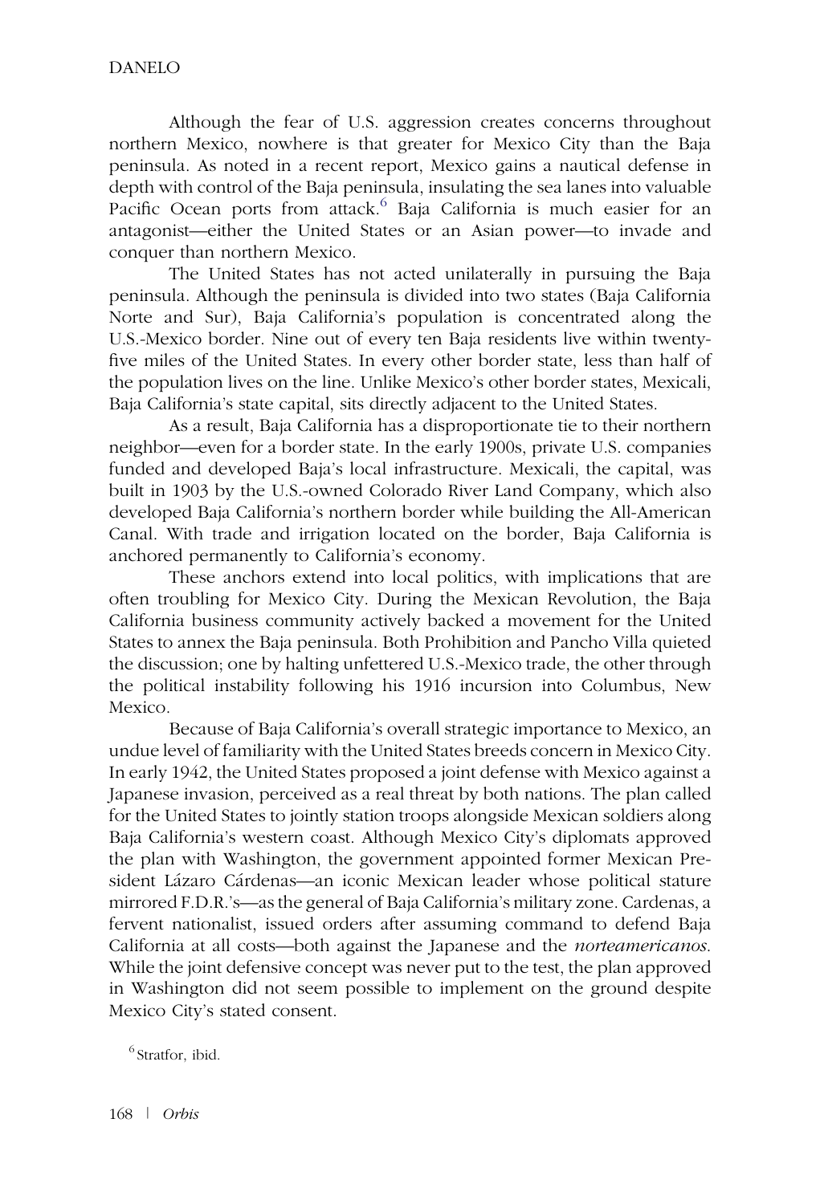Although the fear of U.S. aggression creates concerns throughout northern Mexico, nowhere is that greater for Mexico City than the Baja peninsula. As noted in a recent report, Mexico gains a nautical defense in depth with control of the Baja peninsula, insulating the sea lanes into valuable Pacific Ocean ports from attack.[6] Baja California is much easier for an antagonist—either the United States or an Asian power—to invade and conquer than northern Mexico.

The United States has not acted unilaterally in pursuing the Baja peninsula. Although the peninsula is divided into two states (Baja California Norte and Sur), Baja California's population is concentrated along the U.S.-Mexico border. Nine out of every ten Baja residents live within twenty-five miles of the United States. In every other border state, less than half of the population lives on the line. Unlike Mexico's other border states, Mexicali, Baja California's state capital, sits directly adjacent to the United States.

As a result, Baja California has a disproportionate tie to their northern neighbor—even for a border state. In the early 1900s, private U.S. companies funded and developed Baja's local infrastructure. Mexicali, the capital, was built in 1903 by the U.S.-owned Colorado River Land Company, which also developed Baja California's northern border while building the All-American Canal. With trade and irrigation located on the border, Baja California is anchored permanently to California's economy.

These anchors extend into local politics, with implications that are often troubling for Mexico City. During the Mexican Revolution, the Baja California business community actively backed a movement for the United States to annex the Baja peninsula. Both Prohibition and Pancho Villa quieted the discussion; one by halting unfettered U.S.-Mexico trade, the other through the political instability following his 1916 incursion into Columbus, New Mexico.

Because of Baja California's overall strategic importance to Mexico, an undue level of familiarity with the United States breeds concern in Mexico City. In early 1942, the United States proposed a joint defense with Mexico against a Japanese invasion, perceived as a real threat by both nations. The plan called for the United States to jointly station troops alongside Mexican soldiers along Baja California's western coast. Although Mexico City's diplomats approved the plan with Washington, the government appointed former Mexican President Lázaro Cárdenas—an iconic Mexican leader whose political stature mirrored F.D.R.'s—as the general of Baja California's military zone. Cardenas, a fervent nationalist, issued orders after assuming command to defend Baja California at all costs—both against the Japanese and the *norteamericanos*. While the joint defensive concept was never put to the test, the plan approved in Washington did not seem possible to implement on the ground despite Mexico City's stated consent.

[6] Stratfor, ibid.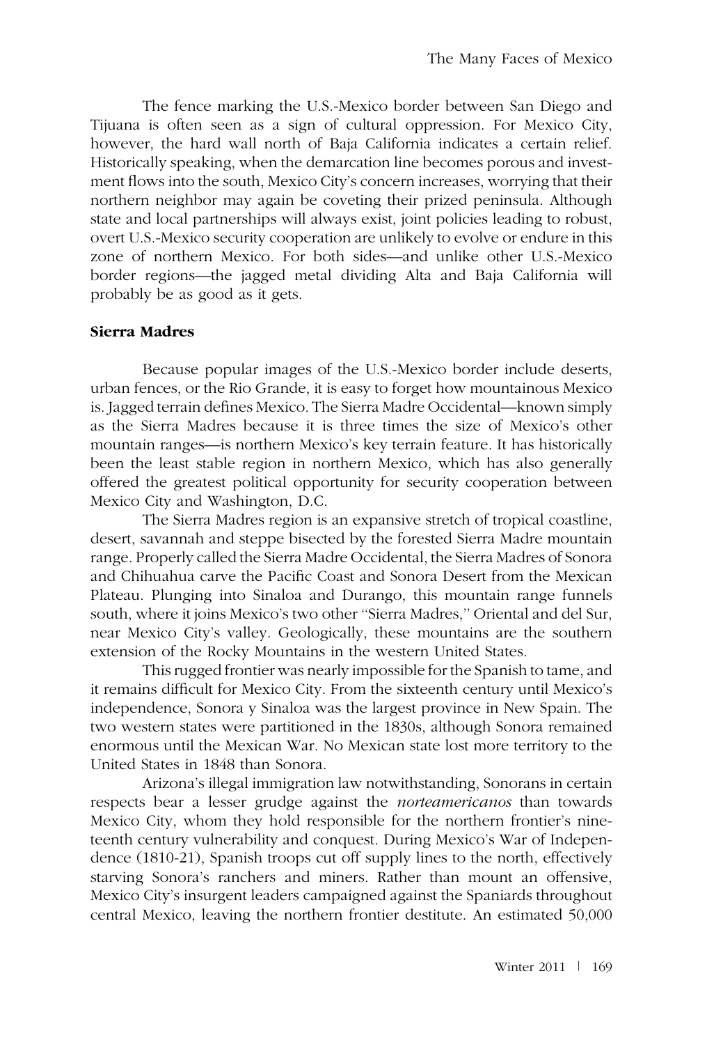The fence marking the U.S.-Mexico border between San Diego and Tijuana is often seen as a sign of cultural oppression. For Mexico City, however, the hard wall north of Baja California indicates a certain relief. Historically speaking, when the demarcation line becomes porous and investment flows into the south, Mexico City's concern increases, worrying that their northern neighbor may again be coveting their prized peninsula. Although state and local partnerships will always exist, joint policies leading to robust, overt U.S.-Mexico security cooperation are unlikely to evolve or endure in this zone of northern Mexico. For both sides—and unlike other U.S.-Mexico border regions—the jagged metal dividing Alta and Baja California will probably be as good as it gets.

**Sierra Madres**

Because popular images of the U.S.-Mexico border include deserts, urban fences, or the Rio Grande, it is easy to forget how mountainous Mexico is. Jagged terrain defines Mexico. The Sierra Madre Occidental—known simply as the Sierra Madres because it is three times the size of Mexico's other mountain ranges—is northern Mexico's key terrain feature. It has historically been the least stable region in northern Mexico, which has also generally offered the greatest political opportunity for security cooperation between Mexico City and Washington, D.C.

The Sierra Madres region is an expansive stretch of tropical coastline, desert, savannah and steppe bisected by the forested Sierra Madre mountain range. Properly called the Sierra Madre Occidental, the Sierra Madres of Sonora and Chihuahua carve the Pacific Coast and Sonora Desert from the Mexican Plateau. Plunging into Sinaloa and Durango, this mountain range funnels south, where it joins Mexico's two other "Sierra Madres," Oriental and del Sur, near Mexico City's valley. Geologically, these mountains are the southern extension of the Rocky Mountains in the western United States.

This rugged frontier was nearly impossible for the Spanish to tame, and it remains difficult for Mexico City. From the sixteenth century until Mexico's independence, Sonora y Sinaloa was the largest province in New Spain. The two western states were partitioned in the 1830s, although Sonora remained enormous until the Mexican War. No Mexican state lost more territory to the United States in 1848 than Sonora.

Arizona's illegal immigration law notwithstanding, Sonorans in certain respects bear a lesser grudge against the *norteamericanos* than towards Mexico City, whom they hold responsible for the northern frontier's nineteenth century vulnerability and conquest. During Mexico's War of Independence (1810-21), Spanish troops cut off supply lines to the north, effectively starving Sonora's ranchers and miners. Rather than mount an offensive, Mexico City's insurgent leaders campaigned against the Spaniards throughout central Mexico, leaving the northern frontier destitute. An estimated 50,000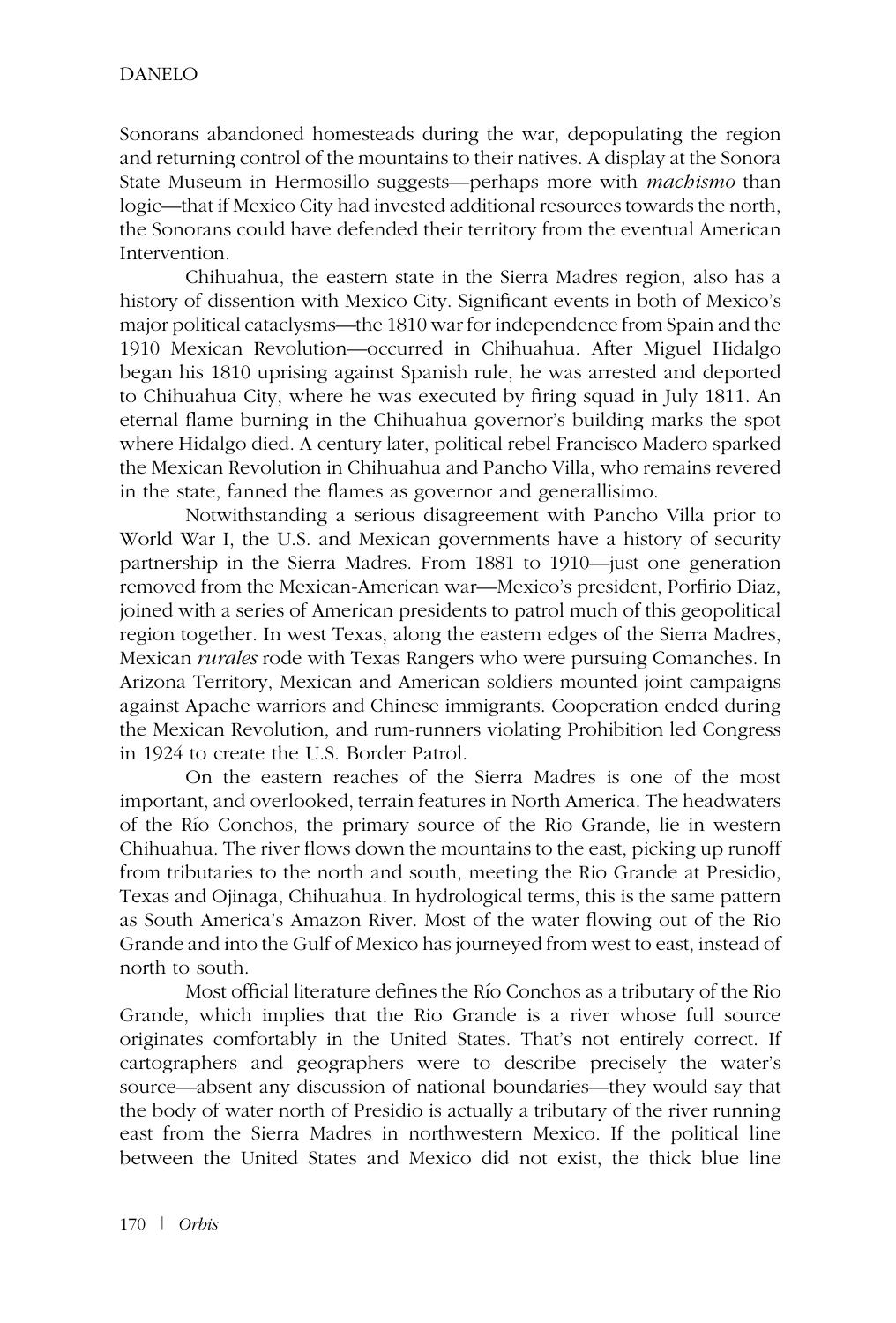Sonorans abandoned homesteads during the war, depopulating the region and returning control of the mountains to their natives. A display at the Sonora State Museum in Hermosillo suggests—perhaps more with *machismo* than logic—that if Mexico City had invested additional resources towards the north, the Sonorans could have defended their territory from the eventual American Intervention.

Chihuahua, the eastern state in the Sierra Madres region, also has a history of dissention with Mexico City. Significant events in both of Mexico's major political cataclysms—the 1810 war for independence from Spain and the 1910 Mexican Revolution—occurred in Chihuahua. After Miguel Hidalgo began his 1810 uprising against Spanish rule, he was arrested and deported to Chihuahua City, where he was executed by firing squad in July 1811. An eternal flame burning in the Chihuahua governor's building marks the spot where Hidalgo died. A century later, political rebel Francisco Madero sparked the Mexican Revolution in Chihuahua and Pancho Villa, who remains revered in the state, fanned the flames as governor and generallisimo.

Notwithstanding a serious disagreement with Pancho Villa prior to World War I, the U.S. and Mexican governments have a history of security partnership in the Sierra Madres. From 1881 to 1910—just one generation removed from the Mexican-American war—Mexico's president, Porfirio Diaz, joined with a series of American presidents to patrol much of this geopolitical region together. In west Texas, along the eastern edges of the Sierra Madres, Mexican *rurales* rode with Texas Rangers who were pursuing Comanches. In Arizona Territory, Mexican and American soldiers mounted joint campaigns against Apache warriors and Chinese immigrants. Cooperation ended during the Mexican Revolution, and rum-runners violating Prohibition led Congress in 1924 to create the U.S. Border Patrol.

On the eastern reaches of the Sierra Madres is one of the most important, and overlooked, terrain features in North America. The headwaters of the Río Conchos, the primary source of the Rio Grande, lie in western Chihuahua. The river flows down the mountains to the east, picking up runoff from tributaries to the north and south, meeting the Rio Grande at Presidio, Texas and Ojinaga, Chihuahua. In hydrological terms, this is the same pattern as South America's Amazon River. Most of the water flowing out of the Rio Grande and into the Gulf of Mexico has journeyed from west to east, instead of north to south.

Most official literature defines the Río Conchos as a tributary of the Rio Grande, which implies that the Rio Grande is a river whose full source originates comfortably in the United States. That's not entirely correct. If cartographers and geographers were to describe precisely the water's source—absent any discussion of national boundaries—they would say that the body of water north of Presidio is actually a tributary of the river running east from the Sierra Madres in northwestern Mexico. If the political line between the United States and Mexico did not exist, the thick blue line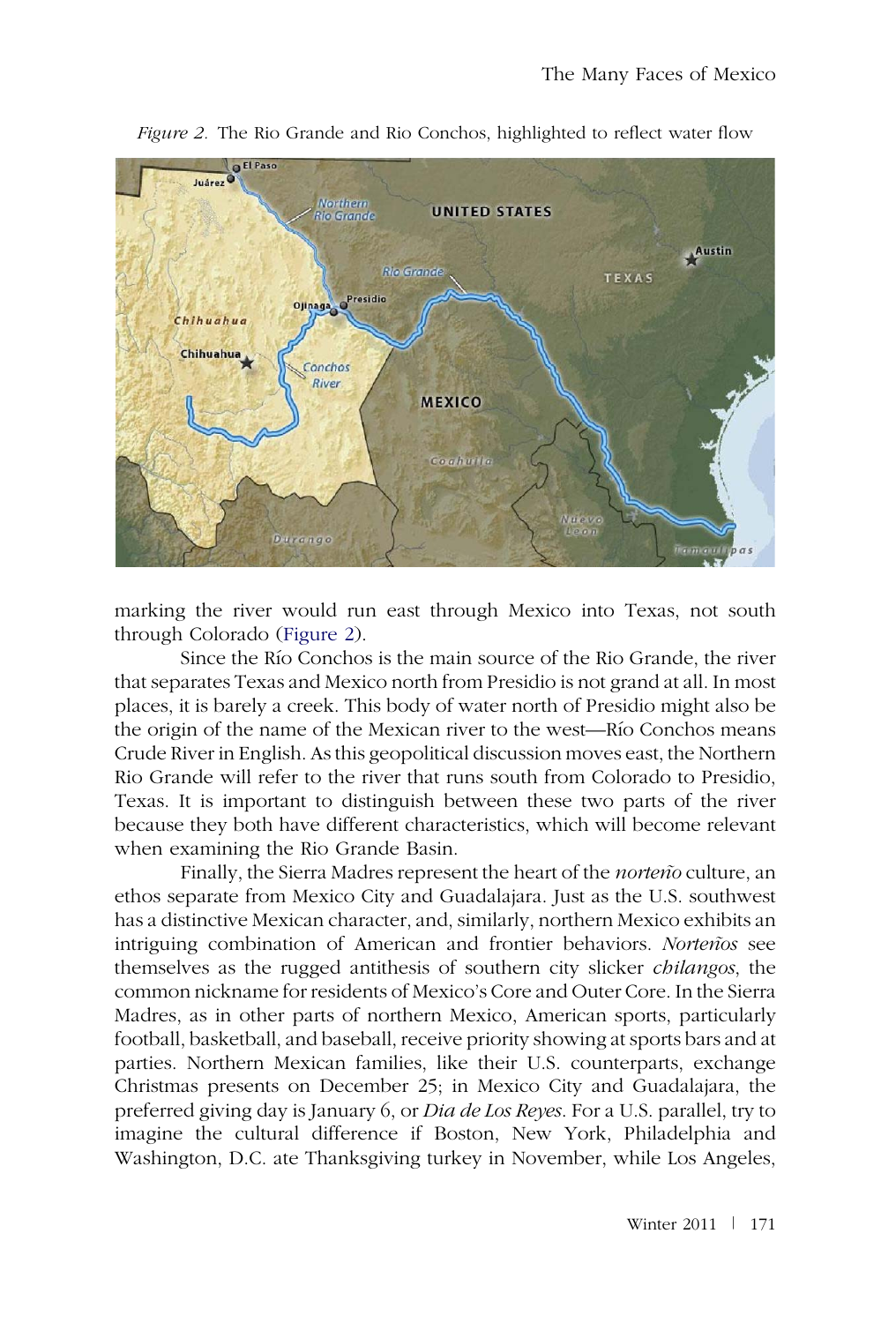*Figure 2.* The Rio Grande and Rio Conchos, highlighted to reflect water flow

marking the river would run east through Mexico into Texas, not south through Colorado (Figure 2).

Since the Río Conchos is the main source of the Rio Grande, the river that separates Texas and Mexico north from Presidio is not grand at all. In most places, it is barely a creek. This body of water north of Presidio might also be the origin of the name of the Mexican river to the west—Río Conchos means Crude River in English. As this geopolitical discussion moves east, the Northern Rio Grande will refer to the river that runs south from Colorado to Presidio, Texas. It is important to distinguish between these two parts of the river because they both have different characteristics, which will become relevant when examining the Rio Grande Basin.

Finally, the Sierra Madres represent the heart of the *norteño* culture, an ethos separate from Mexico City and Guadalajara. Just as the U.S. southwest has a distinctive Mexican character, and, similarly, northern Mexico exhibits an intriguing combination of American and frontier behaviors. *Norteños* see themselves as the rugged antithesis of southern city slicker *chilangos*, the common nickname for residents of Mexico's Core and Outer Core. In the Sierra Madres, as in other parts of northern Mexico, American sports, particularly football, basketball, and baseball, receive priority showing at sports bars and at parties. Northern Mexican families, like their U.S. counterparts, exchange Christmas presents on December 25; in Mexico City and Guadalajara, the preferred giving day is January 6, or *Dia de Los Reyes*. For a U.S. parallel, try to imagine the cultural difference if Boston, New York, Philadelphia and Washington, D.C. ate Thanksgiving turkey in November, while Los Angeles,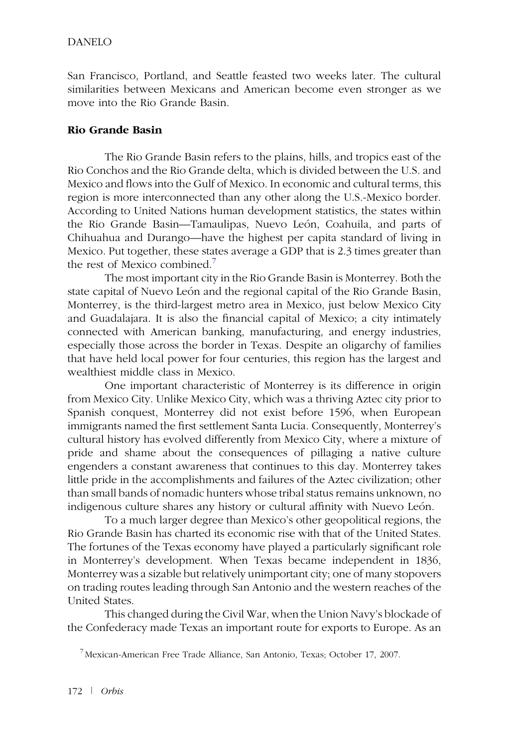San Francisco, Portland, and Seattle feasted two weeks later. The cultural similarities between Mexicans and American become even stronger as we move into the Rio Grande Basin.

### Rio Grande Basin

The Rio Grande Basin refers to the plains, hills, and tropics east of the Rio Conchos and the Rio Grande delta, which is divided between the U.S. and Mexico and flows into the Gulf of Mexico. In economic and cultural terms, this region is more interconnected than any other along the U.S.-Mexico border. According to United Nations human development statistics, the states within the Rio Grande Basin—Tamaulipas, Nuevo León, Coahuila, and parts of Chihuahua and Durango—have the highest per capita standard of living in Mexico. Put together, these states average a GDP that is 2.3 times greater than the rest of Mexico combined.[7]

The most important city in the Rio Grande Basin is Monterrey. Both the state capital of Nuevo León and the regional capital of the Rio Grande Basin, Monterrey, is the third-largest metro area in Mexico, just below Mexico City and Guadalajara. It is also the financial capital of Mexico; a city intimately connected with American banking, manufacturing, and energy industries, especially those across the border in Texas. Despite an oligarchy of families that have held local power for four centuries, this region has the largest and wealthiest middle class in Mexico.

One important characteristic of Monterrey is its difference in origin from Mexico City. Unlike Mexico City, which was a thriving Aztec city prior to Spanish conquest, Monterrey did not exist before 1596, when European immigrants named the first settlement Santa Lucia. Consequently, Monterrey's cultural history has evolved differently from Mexico City, where a mixture of pride and shame about the consequences of pillaging a native culture engenders a constant awareness that continues to this day. Monterrey takes little pride in the accomplishments and failures of the Aztec civilization; other than small bands of nomadic hunters whose tribal status remains unknown, no indigenous culture shares any history or cultural affinity with Nuevo León.

To a much larger degree than Mexico's other geopolitical regions, the Rio Grande Basin has charted its economic rise with that of the United States. The fortunes of the Texas economy have played a particularly significant role in Monterrey's development. When Texas became independent in 1836, Monterrey was a sizable but relatively unimportant city; one of many stopovers on trading routes leading through San Antonio and the western reaches of the United States.

This changed during the Civil War, when the Union Navy's blockade of the Confederacy made Texas an important route for exports to Europe. As an

[7] Mexican-American Free Trade Alliance, San Antonio, Texas; October 17, 2007.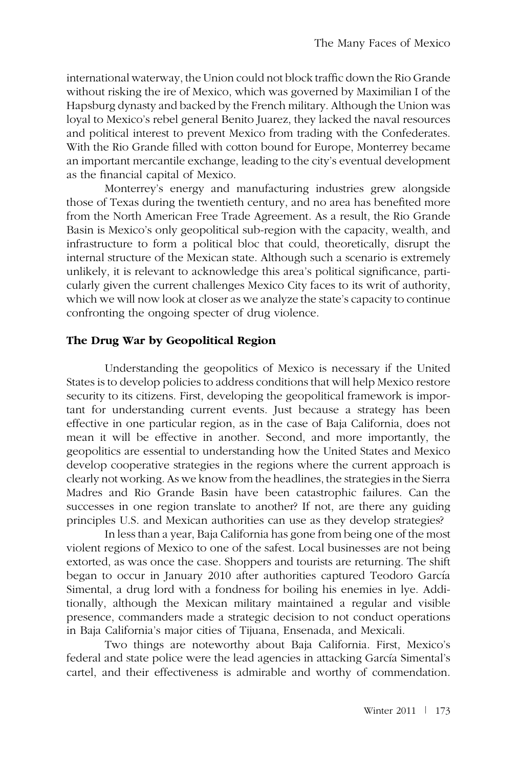international waterway, the Union could not block traffic down the Rio Grande without risking the ire of Mexico, which was governed by Maximilian I of the Hapsburg dynasty and backed by the French military. Although the Union was loyal to Mexico's rebel general Benito Juarez, they lacked the naval resources and political interest to prevent Mexico from trading with the Confederates. With the Rio Grande filled with cotton bound for Europe, Monterrey became an important mercantile exchange, leading to the city's eventual development as the financial capital of Mexico.

Monterrey's energy and manufacturing industries grew alongside those of Texas during the twentieth century, and no area has benefited more from the North American Free Trade Agreement. As a result, the Rio Grande Basin is Mexico's only geopolitical sub-region with the capacity, wealth, and infrastructure to form a political bloc that could, theoretically, disrupt the internal structure of the Mexican state. Although such a scenario is extremely unlikely, it is relevant to acknowledge this area's political significance, particularly given the current challenges Mexico City faces to its writ of authority, which we will now look at closer as we analyze the state's capacity to continue confronting the ongoing specter of drug violence.

## The Drug War by Geopolitical Region

Understanding the geopolitics of Mexico is necessary if the United States is to develop policies to address conditions that will help Mexico restore security to its citizens. First, developing the geopolitical framework is important for understanding current events. Just because a strategy has been effective in one particular region, as in the case of Baja California, does not mean it will be effective in another. Second, and more importantly, the geopolitics are essential to understanding how the United States and Mexico develop cooperative strategies in the regions where the current approach is clearly not working. As we know from the headlines, the strategies in the Sierra Madres and Rio Grande Basin have been catastrophic failures. Can the successes in one region translate to another? If not, are there any guiding principles U.S. and Mexican authorities can use as they develop strategies?

In less than a year, Baja California has gone from being one of the most violent regions of Mexico to one of the safest. Local businesses are not being extorted, as was once the case. Shoppers and tourists are returning. The shift began to occur in January 2010 after authorities captured Teodoro García Simental, a drug lord with a fondness for boiling his enemies in lye. Additionally, although the Mexican military maintained a regular and visible presence, commanders made a strategic decision to not conduct operations in Baja California's major cities of Tijuana, Ensenada, and Mexicali.

Two things are noteworthy about Baja California. First, Mexico's federal and state police were the lead agencies in attacking García Simental's cartel, and their effectiveness is admirable and worthy of commendation.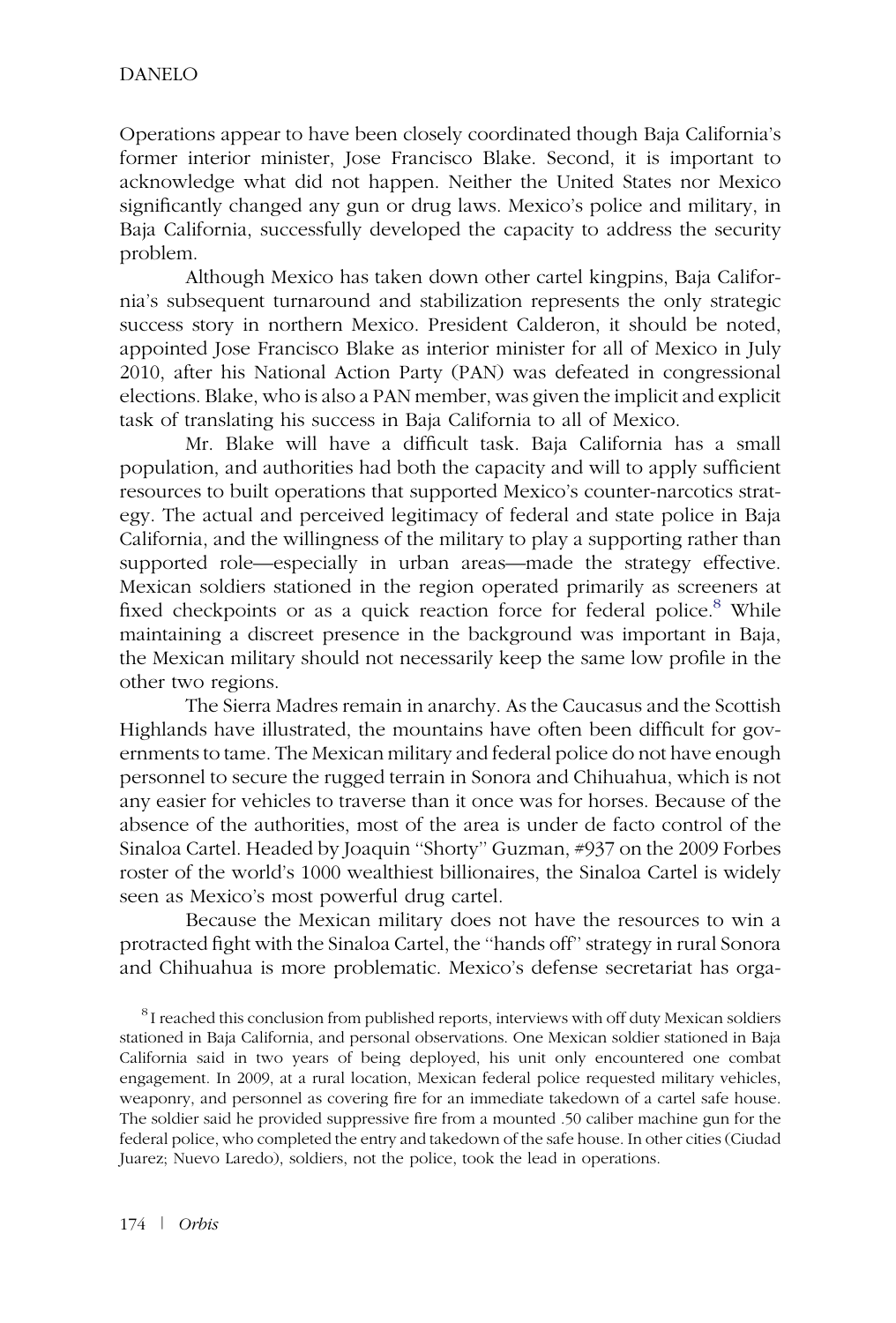Operations appear to have been closely coordinated though Baja California's former interior minister, Jose Francisco Blake. Second, it is important to acknowledge what did not happen. Neither the United States nor Mexico significantly changed any gun or drug laws. Mexico's police and military, in Baja California, successfully developed the capacity to address the security problem.

Although Mexico has taken down other cartel kingpins, Baja California's subsequent turnaround and stabilization represents the only strategic success story in northern Mexico. President Calderon, it should be noted, appointed Jose Francisco Blake as interior minister for all of Mexico in July 2010, after his National Action Party (PAN) was defeated in congressional elections. Blake, who is also a PAN member, was given the implicit and explicit task of translating his success in Baja California to all of Mexico.

Mr. Blake will have a difficult task. Baja California has a small population, and authorities had both the capacity and will to apply sufficient resources to built operations that supported Mexico's counter-narcotics strategy. The actual and perceived legitimacy of federal and state police in Baja California, and the willingness of the military to play a supporting rather than supported role—especially in urban areas—made the strategy effective. Mexican soldiers stationed in the region operated primarily as screeners at fixed checkpoints or as a quick reaction force for federal police.[8] While maintaining a discreet presence in the background was important in Baja, the Mexican military should not necessarily keep the same low profile in the other two regions.

The Sierra Madres remain in anarchy. As the Caucasus and the Scottish Highlands have illustrated, the mountains have often been difficult for governments to tame. The Mexican military and federal police do not have enough personnel to secure the rugged terrain in Sonora and Chihuahua, which is not any easier for vehicles to traverse than it once was for horses. Because of the absence of the authorities, most of the area is under de facto control of the Sinaloa Cartel. Headed by Joaquin ''Shorty'' Guzman, #937 on the 2009 Forbes roster of the world's 1000 wealthiest billionaires, the Sinaloa Cartel is widely seen as Mexico's most powerful drug cartel.

Because the Mexican military does not have the resources to win a protracted fight with the Sinaloa Cartel, the ''hands off'' strategy in rural Sonora and Chihuahua is more problematic. Mexico's defense secretariat has orga-

[8] I reached this conclusion from published reports, interviews with off duty Mexican soldiers stationed in Baja California, and personal observations. One Mexican soldier stationed in Baja California said in two years of being deployed, his unit only encountered one combat engagement. In 2009, at a rural location, Mexican federal police requested military vehicles, weaponry, and personnel as covering fire for an immediate takedown of a cartel safe house. The soldier said he provided suppressive fire from a mounted .50 caliber machine gun for the federal police, who completed the entry and takedown of the safe house. In other cities (Ciudad Juarez; Nuevo Laredo), soldiers, not the police, took the lead in operations.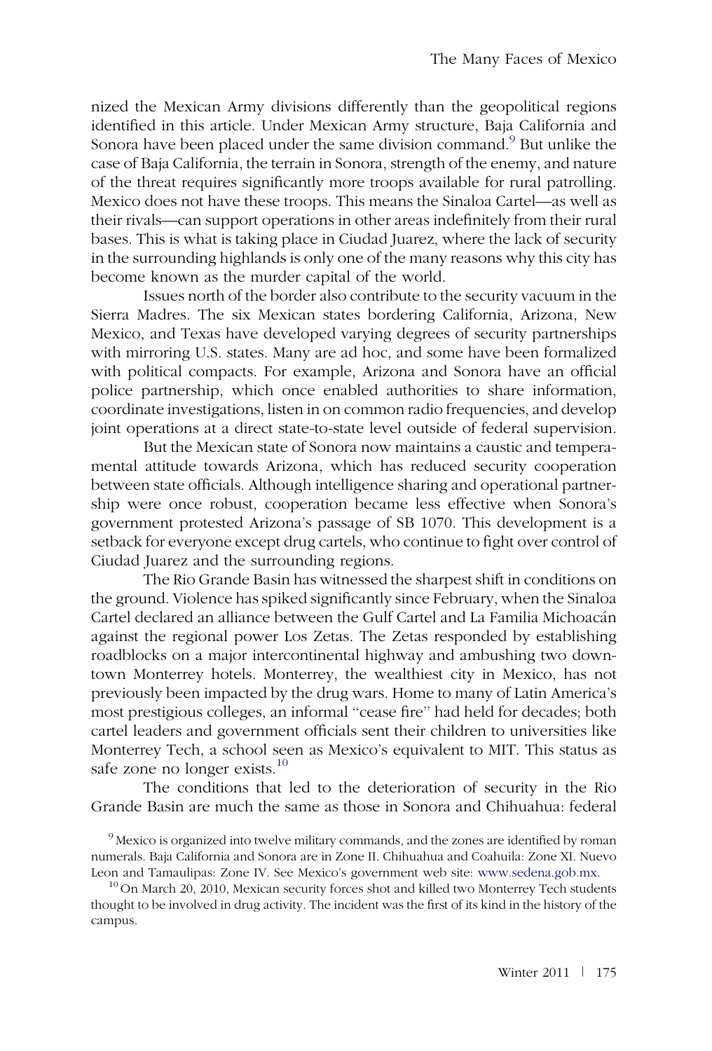nized the Mexican Army divisions differently than the geopolitical regions identified in this article. Under Mexican Army structure, Baja California and Sonora have been placed under the same division command.[9] But unlike the case of Baja California, the terrain in Sonora, strength of the enemy, and nature of the threat requires significantly more troops available for rural patrolling. Mexico does not have these troops. This means the Sinaloa Cartel—as well as their rivals—can support operations in other areas indefinitely from their rural bases. This is what is taking place in Ciudad Juarez, where the lack of security in the surrounding highlands is only one of the many reasons why this city has become known as the murder capital of the world.

Issues north of the border also contribute to the security vacuum in the Sierra Madres. The six Mexican states bordering California, Arizona, New Mexico, and Texas have developed varying degrees of security partnerships with mirroring U.S. states. Many are ad hoc, and some have been formalized with political compacts. For example, Arizona and Sonora have an official police partnership, which once enabled authorities to share information, coordinate investigations, listen in on common radio frequencies, and develop joint operations at a direct state-to-state level outside of federal supervision.

But the Mexican state of Sonora now maintains a caustic and temperamental attitude towards Arizona, which has reduced security cooperation between state officials. Although intelligence sharing and operational partnership were once robust, cooperation became less effective when Sonora's government protested Arizona's passage of SB 1070. This development is a setback for everyone except drug cartels, who continue to fight over control of Ciudad Juarez and the surrounding regions.

The Rio Grande Basin has witnessed the sharpest shift in conditions on the ground. Violence has spiked significantly since February, when the Sinaloa Cartel declared an alliance between the Gulf Cartel and La Familia Michoacán against the regional power Los Zetas. The Zetas responded by establishing roadblocks on a major intercontinental highway and ambushing two downtown Monterrey hotels. Monterrey, the wealthiest city in Mexico, has not previously been impacted by the drug wars. Home to many of Latin America's most prestigious colleges, an informal "cease fire" had held for decades; both cartel leaders and government officials sent their children to universities like Monterrey Tech, a school seen as Mexico's equivalent to MIT. This status as safe zone no longer exists.[10]

The conditions that led to the deterioration of security in the Rio Grande Basin are much the same as those in Sonora and Chihuahua: federal

[9] Mexico is organized into twelve military commands, and the zones are identified by roman numerals. Baja California and Sonora are in Zone II. Chihuahua and Coahuila: Zone XI. Nuevo Leon and Tamaulipas: Zone IV. See Mexico's government web site: www.sedena.gob.mx.

[10] On March 20, 2010, Mexican security forces shot and killed two Monterrey Tech students thought to be involved in drug activity. The incident was the first of its kind in the history of the campus.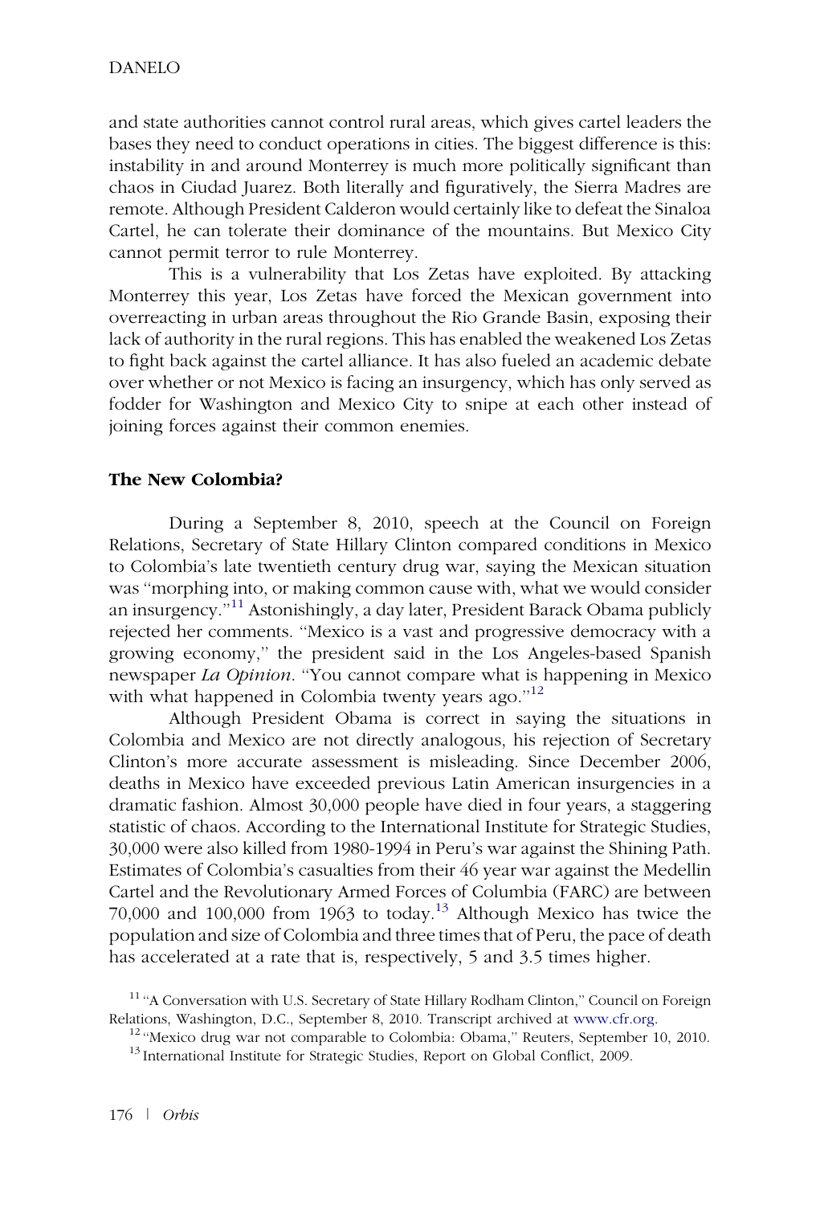and state authorities cannot control rural areas, which gives cartel leaders the bases they need to conduct operations in cities. The biggest difference is this: instability in and around Monterrey is much more politically significant than chaos in Ciudad Juarez. Both literally and figuratively, the Sierra Madres are remote. Although President Calderon would certainly like to defeat the Sinaloa Cartel, he can tolerate their dominance of the mountains. But Mexico City cannot permit terror to rule Monterrey.

This is a vulnerability that Los Zetas have exploited. By attacking Monterrey this year, Los Zetas have forced the Mexican government into overreacting in urban areas throughout the Rio Grande Basin, exposing their lack of authority in the rural regions. This has enabled the weakened Los Zetas to fight back against the cartel alliance. It has also fueled an academic debate over whether or not Mexico is facing an insurgency, which has only served as fodder for Washington and Mexico City to snipe at each other instead of joining forces against their common enemies.

### The New Colombia?

During a September 8, 2010, speech at the Council on Foreign Relations, Secretary of State Hillary Clinton compared conditions in Mexico to Colombia's late twentieth century drug war, saying the Mexican situation was "morphing into, or making common cause with, what we would consider an insurgency."[11] Astonishingly, a day later, President Barack Obama publicly rejected her comments. "Mexico is a vast and progressive democracy with a growing economy," the president said in the Los Angeles-based Spanish newspaper *La Opinion*. "You cannot compare what is happening in Mexico with what happened in Colombia twenty years ago."[12]

Although President Obama is correct in saying the situations in Colombia and Mexico are not directly analogous, his rejection of Secretary Clinton's more accurate assessment is misleading. Since December 2006, deaths in Mexico have exceeded previous Latin American insurgencies in a dramatic fashion. Almost 30,000 people have died in four years, a staggering statistic of chaos. According to the International Institute for Strategic Studies, 30,000 were also killed from 1980-1994 in Peru's war against the Shining Path. Estimates of Colombia's casualties from their 46 year war against the Medellin Cartel and the Revolutionary Armed Forces of Columbia (FARC) are between 70,000 and 100,000 from 1963 to today.[13] Although Mexico has twice the population and size of Colombia and three times that of Peru, the pace of death has accelerated at a rate that is, respectively, 5 and 3.5 times higher.

[11] "A Conversation with U.S. Secretary of State Hillary Rodham Clinton," Council on Foreign Relations, Washington, D.C., September 8, 2010. Transcript archived at www.cfr.org.

[12] "Mexico drug war not comparable to Colombia: Obama," Reuters, September 10, 2010.

[13] International Institute for Strategic Studies, Report on Global Conflict, 2009.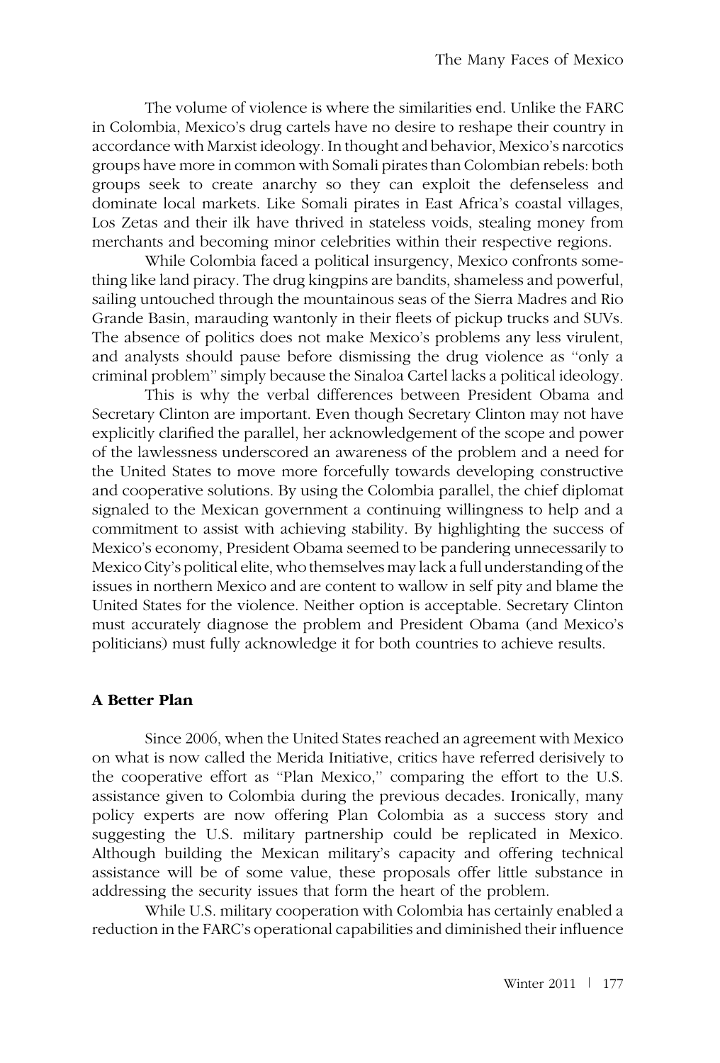The volume of violence is where the similarities end. Unlike the FARC in Colombia, Mexico's drug cartels have no desire to reshape their country in accordance with Marxist ideology. In thought and behavior, Mexico's narcotics groups have more in common with Somali pirates than Colombian rebels: both groups seek to create anarchy so they can exploit the defenseless and dominate local markets. Like Somali pirates in East Africa's coastal villages, Los Zetas and their ilk have thrived in stateless voids, stealing money from merchants and becoming minor celebrities within their respective regions.

While Colombia faced a political insurgency, Mexico confronts something like land piracy. The drug kingpins are bandits, shameless and powerful, sailing untouched through the mountainous seas of the Sierra Madres and Rio Grande Basin, marauding wantonly in their fleets of pickup trucks and SUVs. The absence of politics does not make Mexico's problems any less virulent, and analysts should pause before dismissing the drug violence as ''only a criminal problem'' simply because the Sinaloa Cartel lacks a political ideology.

This is why the verbal differences between President Obama and Secretary Clinton are important. Even though Secretary Clinton may not have explicitly clarified the parallel, her acknowledgement of the scope and power of the lawlessness underscored an awareness of the problem and a need for the United States to move more forcefully towards developing constructive and cooperative solutions. By using the Colombia parallel, the chief diplomat signaled to the Mexican government a continuing willingness to help and a commitment to assist with achieving stability. By highlighting the success of Mexico's economy, President Obama seemed to be pandering unnecessarily to Mexico City's political elite, who themselves may lack a full understanding of the issues in northern Mexico and are content to wallow in self pity and blame the United States for the violence. Neither option is acceptable. Secretary Clinton must accurately diagnose the problem and President Obama (and Mexico's politicians) must fully acknowledge it for both countries to achieve results.

## A Better Plan

Since 2006, when the United States reached an agreement with Mexico on what is now called the Merida Initiative, critics have referred derisively to the cooperative effort as ''Plan Mexico,'' comparing the effort to the U.S. assistance given to Colombia during the previous decades. Ironically, many policy experts are now offering Plan Colombia as a success story and suggesting the U.S. military partnership could be replicated in Mexico. Although building the Mexican military's capacity and offering technical assistance will be of some value, these proposals offer little substance in addressing the security issues that form the heart of the problem.

While U.S. military cooperation with Colombia has certainly enabled a reduction in the FARC's operational capabilities and diminished their influence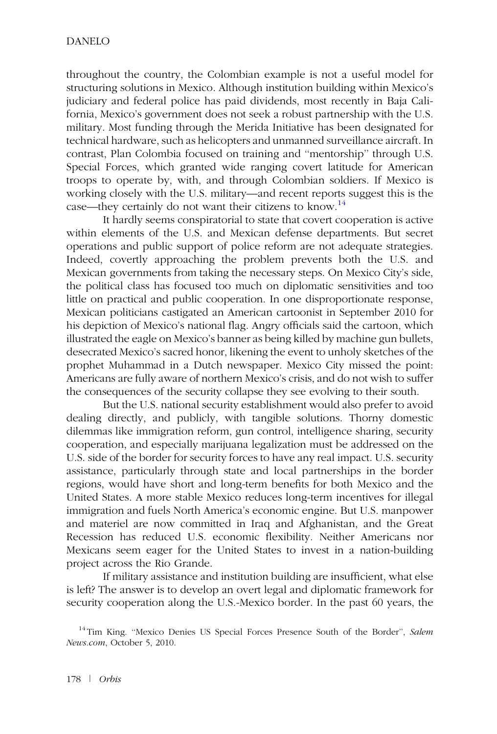throughout the country, the Colombian example is not a useful model for structuring solutions in Mexico. Although institution building within Mexico's judiciary and federal police has paid dividends, most recently in Baja California, Mexico's government does not seek a robust partnership with the U.S. military. Most funding through the Merida Initiative has been designated for technical hardware, such as helicopters and unmanned surveillance aircraft. In contrast, Plan Colombia focused on training and "mentorship" through U.S. Special Forces, which granted wide ranging covert latitude for American troops to operate by, with, and through Colombian soldiers. If Mexico is working closely with the U.S. military—and recent reports suggest this is the case—they certainly do not want their citizens to know.[14]

It hardly seems conspiratorial to state that covert cooperation is active within elements of the U.S. and Mexican defense departments. But secret operations and public support of police reform are not adequate strategies. Indeed, covertly approaching the problem prevents both the U.S. and Mexican governments from taking the necessary steps. On Mexico City's side, the political class has focused too much on diplomatic sensitivities and too little on practical and public cooperation. In one disproportionate response, Mexican politicians castigated an American cartoonist in September 2010 for his depiction of Mexico's national flag. Angry officials said the cartoon, which illustrated the eagle on Mexico's banner as being killed by machine gun bullets, desecrated Mexico's sacred honor, likening the event to unholy sketches of the prophet Muhammad in a Dutch newspaper. Mexico City missed the point: Americans are fully aware of northern Mexico's crisis, and do not wish to suffer the consequences of the security collapse they see evolving to their south.

But the U.S. national security establishment would also prefer to avoid dealing directly, and publicly, with tangible solutions. Thorny domestic dilemmas like immigration reform, gun control, intelligence sharing, security cooperation, and especially marijuana legalization must be addressed on the U.S. side of the border for security forces to have any real impact. U.S. security assistance, particularly through state and local partnerships in the border regions, would have short and long-term benefits for both Mexico and the United States. A more stable Mexico reduces long-term incentives for illegal immigration and fuels North America's economic engine. But U.S. manpower and materiel are now committed in Iraq and Afghanistan, and the Great Recession has reduced U.S. economic flexibility. Neither Americans nor Mexicans seem eager for the United States to invest in a nation-building project across the Rio Grande.

If military assistance and institution building are insufficient, what else is left? The answer is to develop an overt legal and diplomatic framework for security cooperation along the U.S.-Mexico border. In the past 60 years, the

[14] Tim King. "Mexico Denies US Special Forces Presence South of the Border", *Salem News.com*, October 5, 2010.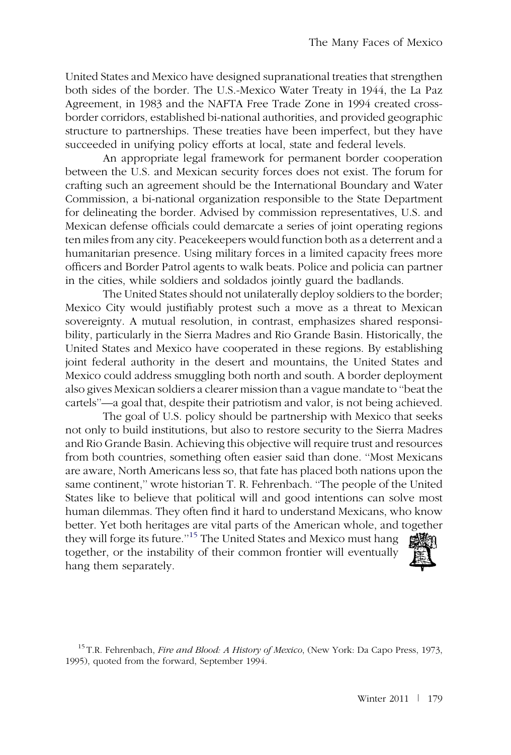United States and Mexico have designed supranational treaties that strengthen both sides of the border. The U.S.-Mexico Water Treaty in 1944, the La Paz Agreement, in 1983 and the NAFTA Free Trade Zone in 1994 created cross-border corridors, established bi-national authorities, and provided geographic structure to partnerships. These treaties have been imperfect, but they have succeeded in unifying policy efforts at local, state and federal levels.

An appropriate legal framework for permanent border cooperation between the U.S. and Mexican security forces does not exist. The forum for crafting such an agreement should be the International Boundary and Water Commission, a bi-national organization responsible to the State Department for delineating the border. Advised by commission representatives, U.S. and Mexican defense officials could demarcate a series of joint operating regions ten miles from any city. Peacekeepers would function both as a deterrent and a humanitarian presence. Using military forces in a limited capacity frees more officers and Border Patrol agents to walk beats. Police and policia can partner in the cities, while soldiers and soldados jointly guard the badlands.

The United States should not unilaterally deploy soldiers to the border; Mexico City would justifiably protest such a move as a threat to Mexican sovereignty. A mutual resolution, in contrast, emphasizes shared responsibility, particularly in the Sierra Madres and Rio Grande Basin. Historically, the United States and Mexico have cooperated in these regions. By establishing joint federal authority in the desert and mountains, the United States and Mexico could address smuggling both north and south. A border deployment also gives Mexican soldiers a clearer mission than a vague mandate to "beat the cartels"—a goal that, despite their patriotism and valor, is not being achieved.

The goal of U.S. policy should be partnership with Mexico that seeks not only to build institutions, but also to restore security to the Sierra Madres and Rio Grande Basin. Achieving this objective will require trust and resources from both countries, something often easier said than done. "Most Mexicans are aware, North Americans less so, that fate has placed both nations upon the same continent," wrote historian T. R. Fehrenbach. "The people of the United States like to believe that political will and good intentions can solve most human dilemmas. They often find it hard to understand Mexicans, who know better. Yet both heritages are vital parts of the American whole, and together they will forge its future."[15] The United States and Mexico must hang together, or the instability of their common frontier will eventually hang them separately.

[15] T.R. Fehrenbach, *Fire and Blood: A History of Mexico*, (New York: Da Capo Press, 1973, 1995), quoted from the forward, September 1994.